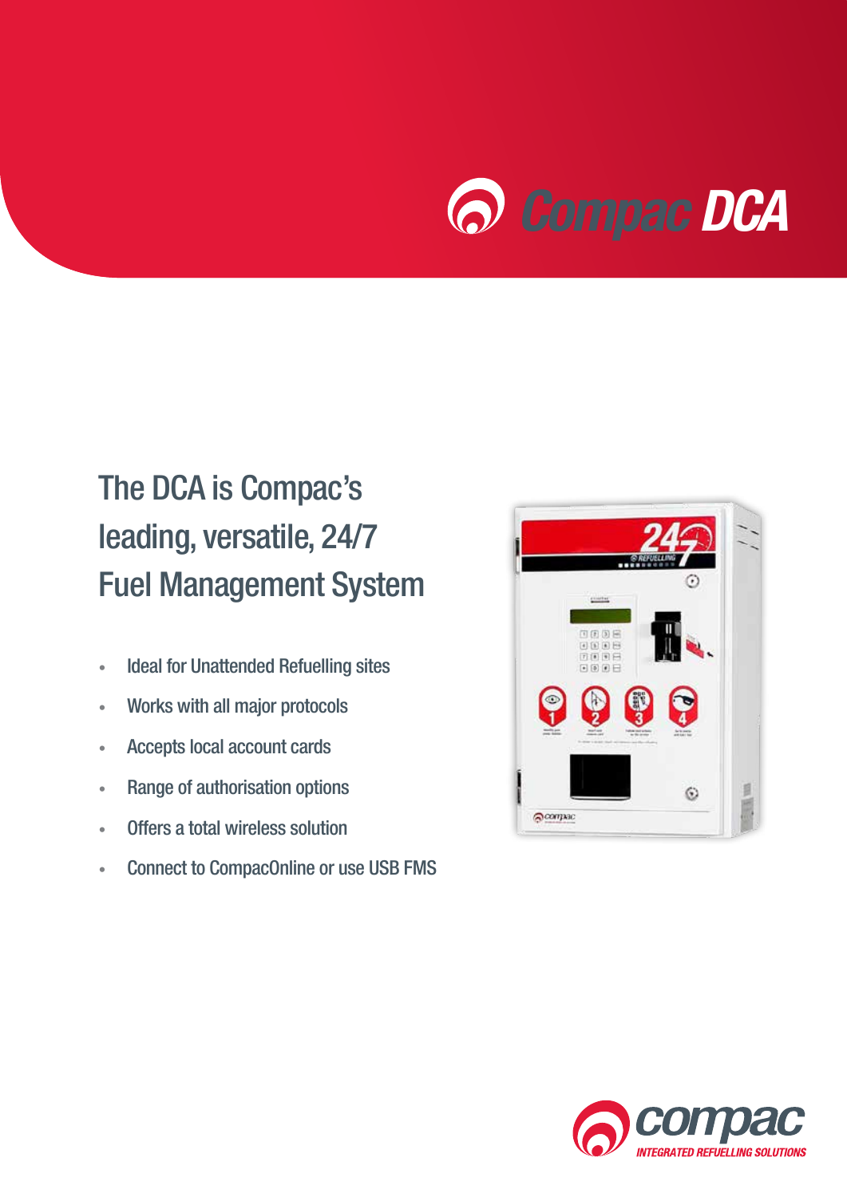# Compac DCA

## The DCA is Compac's leading, versatile, 24/7 Fuel Management System

- Ideal for Unattended Refuelling sites
- Works with all major protocols
- Accepts local account cards
- Range of authorisation options
- Offers a total wireless solution
- Connect to CompacOnline or use USB FMS

compac
INTEGRATED REFUELLING SOLUTIONS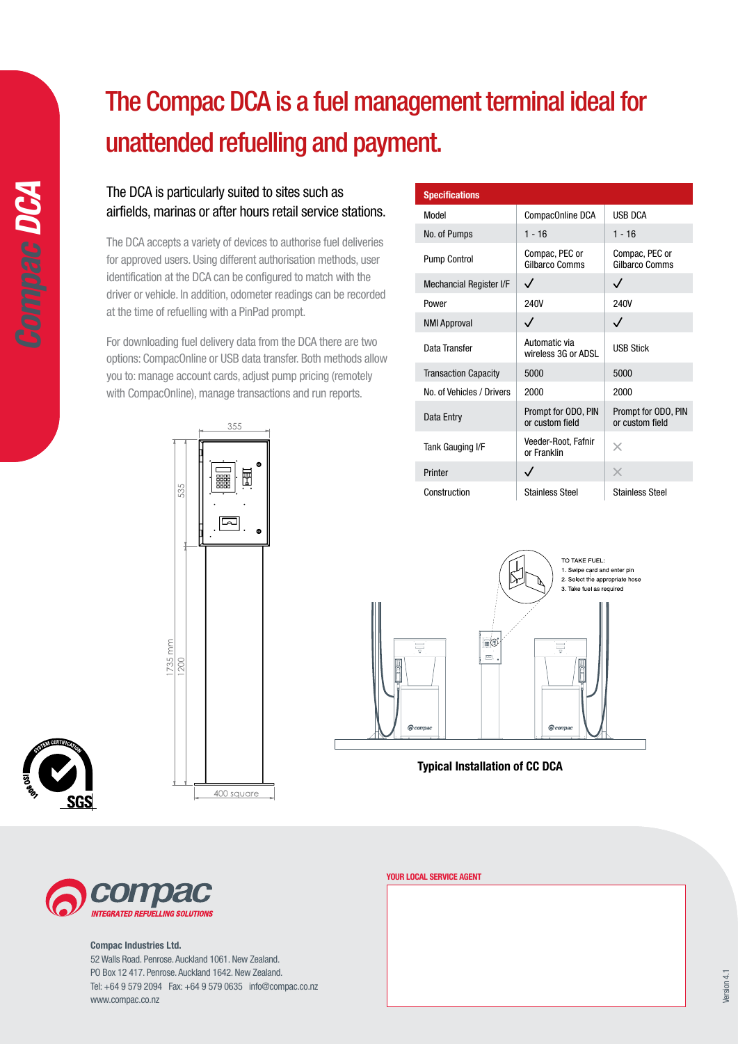# The Compac DCA is a fuel management terminal ideal for unattended refuelling and payment.

Compac DCA

The DCA is particularly suited to sites such as airfields, marinas or after hours retail service stations.

The DCA accepts a variety of devices to authorise fuel deliveries for approved users. Using different authorisation methods, user identification at the DCA can be configured to match with the driver or vehicle. In addition, odometer readings can be recorded at the time of refuelling with a PinPad prompt.

For downloading fuel delivery data from the DCA there are two options: CompacOnline or USB data transfer. Both methods allow you to: manage account cards, adjust pump pricing (remotely with CompacOnline), manage transactions and run reports.

| Specifications | | |
|---|---|---|
| Model | CompacOnline DCA | USB DCA |
| No. of Pumps | 1 - 16 | 1 - 16 |
| Pump Control | Compac, PEC or Gilbarco Comms | Compac, PEC or Gilbarco Comms |
| Mechancial Register I/F | ✓ | ✓ |
| Power | 240V | 240V |
| NMI Approval | ✓ | ✓ |
| Data Transfer | Automatic via wireless 3G or ADSL | USB Stick |
| Transaction Capacity | 5000 | 5000 |
| No. of Vehicles / Drivers | 2000 | 2000 |
| Data Entry | Prompt for ODO, PIN or custom field | Prompt for ODO, PIN or custom field |
| Tank Gauging I/F | Veeder-Root, Fafnir or Franklin | ✗ |
| Printer | ✓ | ✗ |
| Construction | Stainless Steel | Stainless Steel |

355

535

1735 mm

1200

400 square

TO TAKE FUEL:
1. Swipe card and enter pin
2. Select the appropriate hose
3. Take fuel as required

**Typical Installation of CC DCA**

SYSTEM CERTIFICATION ISO 9001 SGS

compac INTEGRATED REFUELLING SOLUTIONS

**Compac Industries Ltd.**
52 Walls Road. Penrose. Auckland 1061. New Zealand.
PO Box 12 417. Penrose. Auckland 1642. New Zealand.
Tel: +64 9 579 2094 Fax: +64 9 579 0635 info@compac.co.nz
www.compac.co.nz

**YOUR LOCAL SERVICE AGENT**

Version 4.1